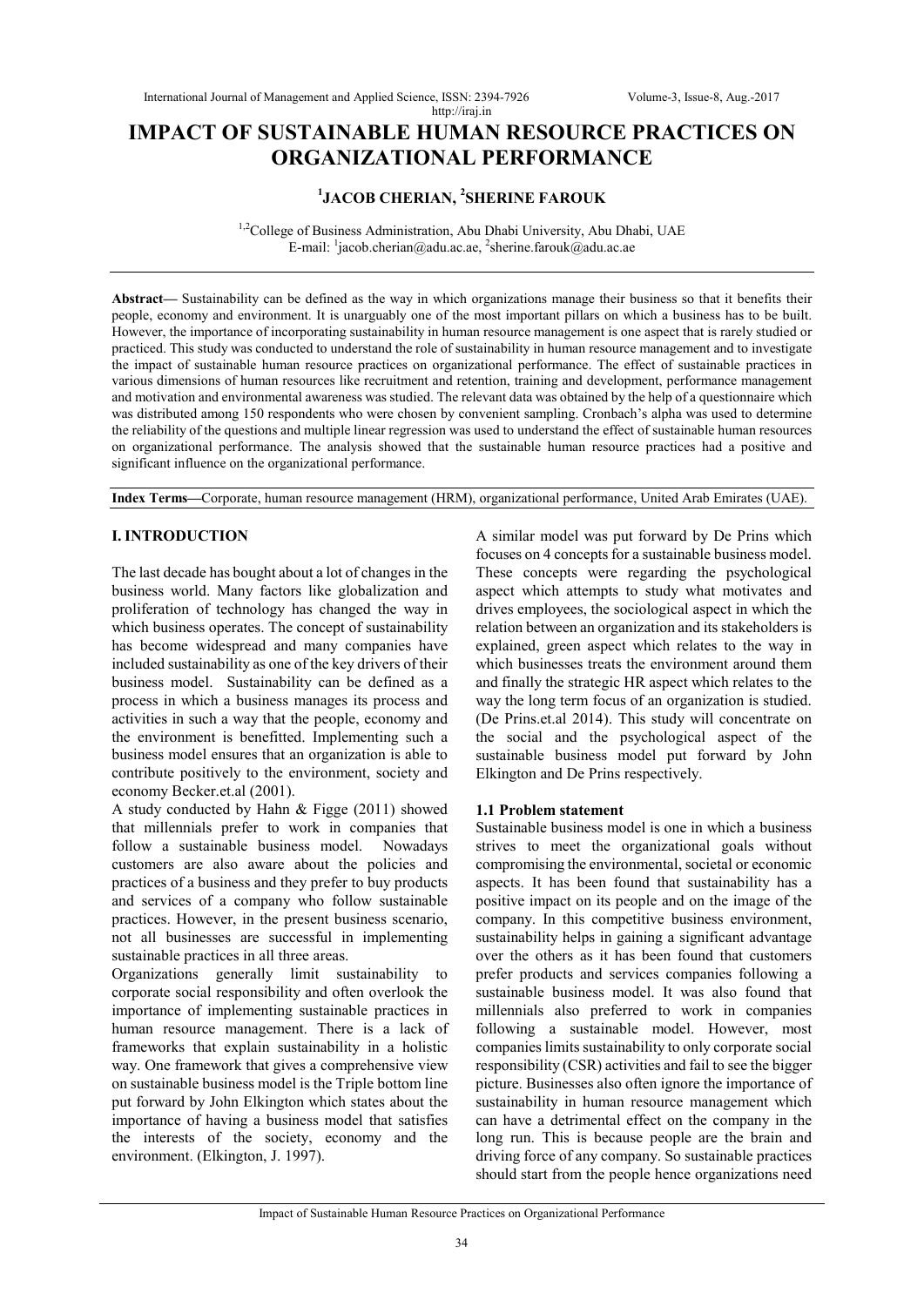# IMPACT OF SUSTAINABLE HUMAN RESOURCE PRACTICES ON ORGANIZATIONAL PERFORMANCE

**[1]JACOB CHERIAN, [2]SHERINE FAROUK**

[1,2]College of Business Administration, Abu Dhabi University, Abu Dhabi, UAE
E-mail: [1]jacob.cherian@adu.ac.ae, [2]sherine.farouk@adu.ac.ae

**Abstract—** Sustainability can be defined as the way in which organizations manage their business so that it benefits their people, economy and environment. It is unarguably one of the most important pillars on which a business has to be built. However, the importance of incorporating sustainability in human resource management is one aspect that is rarely studied or practiced. This study was conducted to understand the role of sustainability in human resource management and to investigate the impact of sustainable human resource practices on organizational performance. The effect of sustainable practices in various dimensions of human resources like recruitment and retention, training and development, performance management and motivation and environmental awareness was studied. The relevant data was obtained by the help of a questionnaire which was distributed among 150 respondents who were chosen by convenient sampling. Cronbach's alpha was used to determine the reliability of the questions and multiple linear regression was used to understand the effect of sustainable human resources on organizational performance. The analysis showed that the sustainable human resource practices had a positive and significant influence on the organizational performance.

**Index Terms—**Corporate, human resource management (HRM), organizational performance, United Arab Emirates (UAE).

## I. INTRODUCTION

The last decade has bought about a lot of changes in the business world. Many factors like globalization and proliferation of technology has changed the way in which business operates. The concept of sustainability has become widespread and many companies have included sustainability as one of the key drivers of their business model. Sustainability can be defined as a process in which a business manages its process and activities in such a way that the people, economy and the environment is benefitted. Implementing such a business model ensures that an organization is able to contribute positively to the environment, society and economy Becker.et.al (2001).

A study conducted by Hahn & Figge (2011) showed that millennials prefer to work in companies that follow a sustainable business model. Nowadays customers are also aware about the policies and practices of a business and they prefer to buy products and services of a company who follow sustainable practices. However, in the present business scenario, not all businesses are successful in implementing sustainable practices in all three areas.

Organizations generally limit sustainability to corporate social responsibility and often overlook the importance of implementing sustainable practices in human resource management. There is a lack of frameworks that explain sustainability in a holistic way. One framework that gives a comprehensive view on sustainable business model is the Triple bottom line put forward by John Elkington which states about the importance of having a business model that satisfies the interests of the society, economy and the environment. (Elkington, J. 1997).

A similar model was put forward by De Prins which focuses on 4 concepts for a sustainable business model. These concepts were regarding the psychological aspect which attempts to study what motivates and drives employees, the sociological aspect in which the relation between an organization and its stakeholders is explained, green aspect which relates to the way in which businesses treats the environment around them and finally the strategic HR aspect which relates to the way the long term focus of an organization is studied. (De Prins.et.al 2014). This study will concentrate on the social and the psychological aspect of the sustainable business model put forward by John Elkington and De Prins respectively.

### 1.1 Problem statement

Sustainable business model is one in which a business strives to meet the organizational goals without compromising the environmental, societal or economic aspects. It has been found that sustainability has a positive impact on its people and on the image of the company. In this competitive business environment, sustainability helps in gaining a significant advantage over the others as it has been found that customers prefer products and services companies following a sustainable business model. It was also found that millennials also preferred to work in companies following a sustainable model. However, most companies limits sustainability to only corporate social responsibility (CSR) activities and fail to see the bigger picture. Businesses also often ignore the importance of sustainability in human resource management which can have a detrimental effect on the company in the long run. This is because people are the brain and driving force of any company. So sustainable practices should start from the people hence organizations need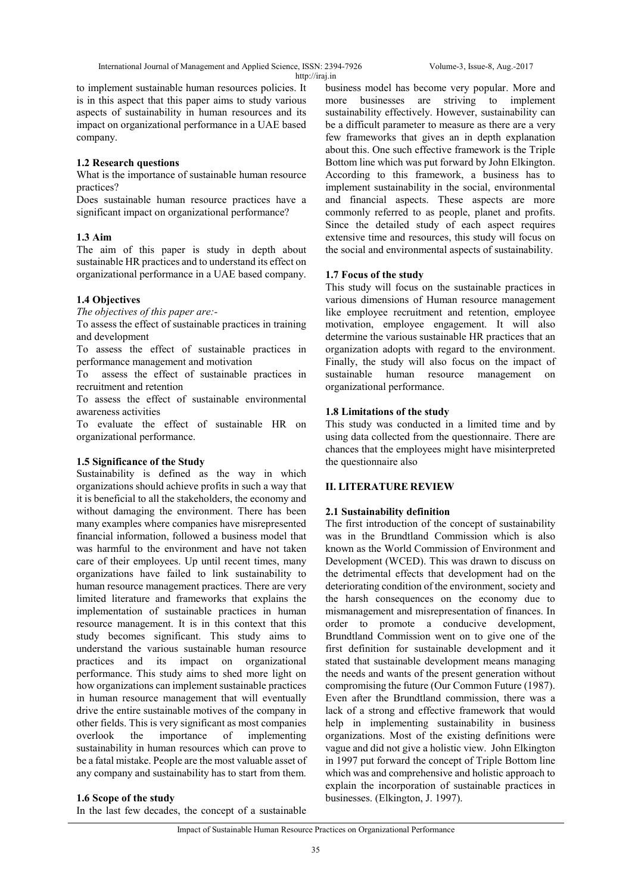to implement sustainable human resources policies. It is in this aspect that this paper aims to study various aspects of sustainability in human resources and its impact on organizational performance in a UAE based company.

### 1.2 Research questions

What is the importance of sustainable human resource practices?

Does sustainable human resource practices have a significant impact on organizational performance?

### 1.3 Aim

The aim of this paper is study in depth about sustainable HR practices and to understand its effect on organizational performance in a UAE based company.

### 1.4 Objectives

*The objectives of this paper are:-*

To assess the effect of sustainable practices in training and development

To assess the effect of sustainable practices in performance management and motivation

To assess the effect of sustainable practices in recruitment and retention

To assess the effect of sustainable environmental awareness activities

To evaluate the effect of sustainable HR on organizational performance.

### 1.5 Significance of the Study

Sustainability is defined as the way in which organizations should achieve profits in such a way that it is beneficial to all the stakeholders, the economy and without damaging the environment. There has been many examples where companies have misrepresented financial information, followed a business model that was harmful to the environment and have not taken care of their employees. Up until recent times, many organizations have failed to link sustainability to human resource management practices. There are very limited literature and frameworks that explains the implementation of sustainable practices in human resource management. It is in this context that this study becomes significant. This study aims to understand the various sustainable human resource practices and its impact on organizational performance. This study aims to shed more light on how organizations can implement sustainable practices in human resource management that will eventually drive the entire sustainable motives of the company in other fields. This is very significant as most companies overlook the importance of implementing sustainability in human resources which can prove to be a fatal mistake. People are the most valuable asset of any company and sustainability has to start from them.

### 1.6 Scope of the study

In the last few decades, the concept of a sustainable business model has become very popular. More and more businesses are striving to implement sustainability effectively. However, sustainability can be a difficult parameter to measure as there are a very few frameworks that gives an in depth explanation about this. One such effective framework is the Triple Bottom line which was put forward by John Elkington. According to this framework, a business has to implement sustainability in the social, environmental and financial aspects. These aspects are more commonly referred to as people, planet and profits. Since the detailed study of each aspect requires extensive time and resources, this study will focus on the social and environmental aspects of sustainability.

### 1.7 Focus of the study

This study will focus on the sustainable practices in various dimensions of Human resource management like employee recruitment and retention, employee motivation, employee engagement. It will also determine the various sustainable HR practices that an organization adopts with regard to the environment. Finally, the study will also focus on the impact of sustainable human resource management on organizational performance.

### 1.8 Limitations of the study

This study was conducted in a limited time and by using data collected from the questionnaire. There are chances that the employees might have misinterpreted the questionnaire also

## II. LITERATURE REVIEW

### 2.1 Sustainability definition

The first introduction of the concept of sustainability was in the Brundtland Commission which is also known as the World Commission of Environment and Development (WCED). This was drawn to discuss on the detrimental effects that development had on the deteriorating condition of the environment, society and the harsh consequences on the economy due to mismanagement and misrepresentation of finances. In order to promote a conducive development, Brundtland Commission went on to give one of the first definition for sustainable development and it stated that sustainable development means managing the needs and wants of the present generation without compromising the future (Our Common Future (1987). Even after the Brundtland commission, there was a lack of a strong and effective framework that would help in implementing sustainability in business organizations. Most of the existing definitions were vague and did not give a holistic view. John Elkington in 1997 put forward the concept of Triple Bottom line which was and comprehensive and holistic approach to explain the incorporation of sustainable practices in businesses. (Elkington, J. 1997).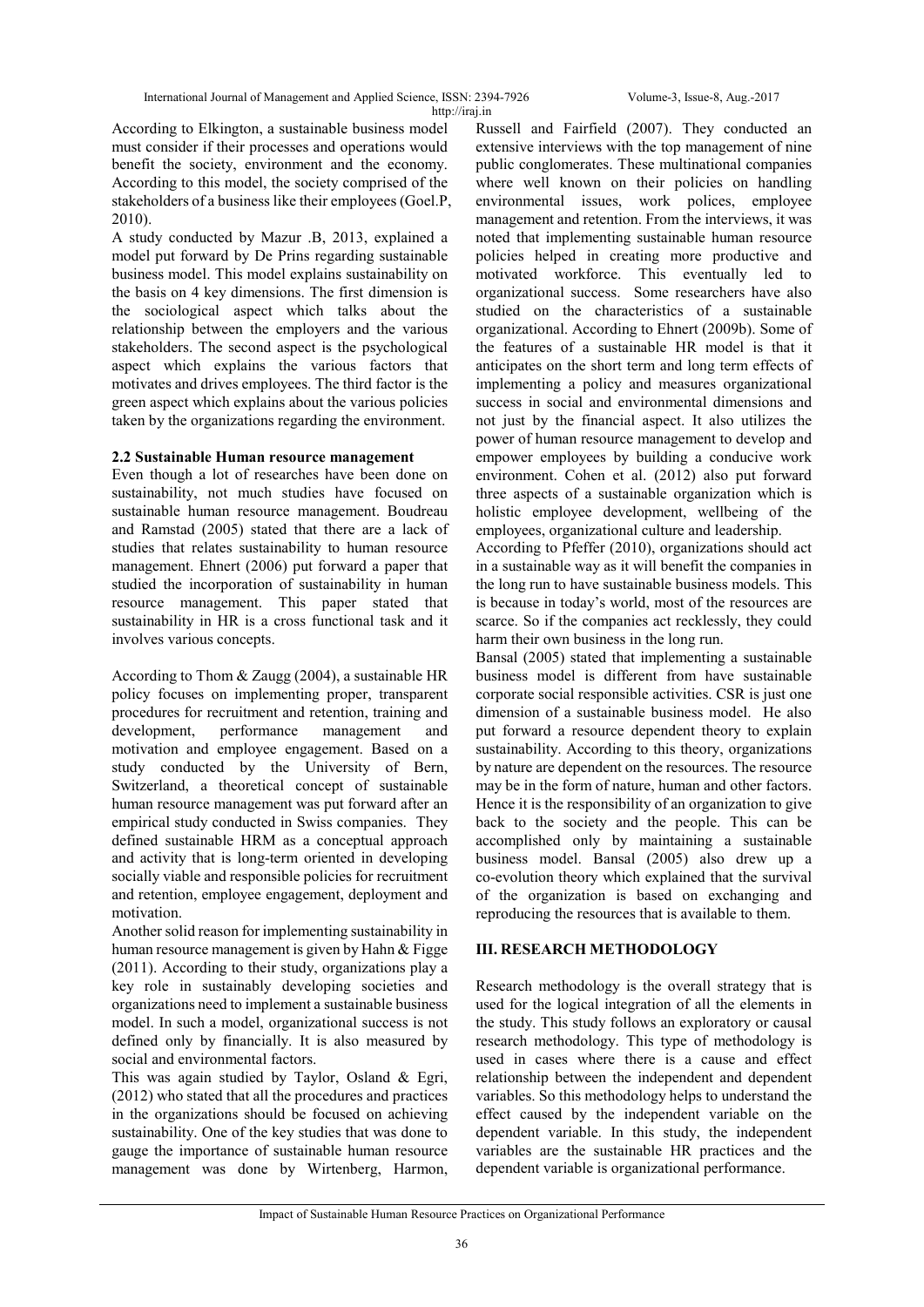According to Elkington, a sustainable business model must consider if their processes and operations would benefit the society, environment and the economy. According to this model, the society comprised of the stakeholders of a business like their employees (Goel.P, 2010).

A study conducted by Mazur .B, 2013, explained a model put forward by De Prins regarding sustainable business model. This model explains sustainability on the basis on 4 key dimensions. The first dimension is the sociological aspect which talks about the relationship between the employers and the various stakeholders. The second aspect is the psychological aspect which explains the various factors that motivates and drives employees. The third factor is the green aspect which explains about the various policies taken by the organizations regarding the environment.

### 2.2 Sustainable Human resource management

Even though a lot of researches have been done on sustainability, not much studies have focused on sustainable human resource management. Boudreau and Ramstad (2005) stated that there are a lack of studies that relates sustainability to human resource management. Ehnert (2006) put forward a paper that studied the incorporation of sustainability in human resource management. This paper stated that sustainability in HR is a cross functional task and it involves various concepts.

According to Thom & Zaugg (2004), a sustainable HR policy focuses on implementing proper, transparent procedures for recruitment and retention, training and development, performance management and motivation and employee engagement. Based on a study conducted by the University of Bern, Switzerland, a theoretical concept of sustainable human resource management was put forward after an empirical study conducted in Swiss companies. They defined sustainable HRM as a conceptual approach and activity that is long-term oriented in developing socially viable and responsible policies for recruitment and retention, employee engagement, deployment and motivation.

Another solid reason for implementing sustainability in human resource management is given by Hahn & Figge (2011). According to their study, organizations play a key role in sustainably developing societies and organizations need to implement a sustainable business model. In such a model, organizational success is not defined only by financially. It is also measured by social and environmental factors.

This was again studied by Taylor, Osland & Egri, (2012) who stated that all the procedures and practices in the organizations should be focused on achieving sustainability. One of the key studies that was done to gauge the importance of sustainable human resource management was done by Wirtenberg, Harmon, Russell and Fairfield (2007). They conducted an extensive interviews with the top management of nine public conglomerates. These multinational companies where well known on their policies on handling environmental issues, work polices, employee management and retention. From the interviews, it was noted that implementing sustainable human resource policies helped in creating more productive and motivated workforce. This eventually led to organizational success. Some researchers have also studied on the characteristics of a sustainable organizational. According to Ehnert (2009b). Some of the features of a sustainable HR model is that it anticipates on the short term and long term effects of implementing a policy and measures organizational success in social and environmental dimensions and not just by the financial aspect. It also utilizes the power of human resource management to develop and empower employees by building a conducive work environment. Cohen et al. (2012) also put forward three aspects of a sustainable organization which is holistic employee development, wellbeing of the employees, organizational culture and leadership.

According to Pfeffer (2010), organizations should act in a sustainable way as it will benefit the companies in the long run to have sustainable business models. This is because in today's world, most of the resources are scarce. So if the companies act recklessly, they could harm their own business in the long run.

Bansal (2005) stated that implementing a sustainable business model is different from have sustainable corporate social responsible activities. CSR is just one dimension of a sustainable business model. He also put forward a resource dependent theory to explain sustainability. According to this theory, organizations by nature are dependent on the resources. The resource may be in the form of nature, human and other factors. Hence it is the responsibility of an organization to give back to the society and the people. This can be accomplished only by maintaining a sustainable business model. Bansal (2005) also drew up a co-evolution theory which explained that the survival of the organization is based on exchanging and reproducing the resources that is available to them.

## III. RESEARCH METHODOLOGY

Research methodology is the overall strategy that is used for the logical integration of all the elements in the study. This study follows an exploratory or causal research methodology. This type of methodology is used in cases where there is a cause and effect relationship between the independent and dependent variables. So this methodology helps to understand the effect caused by the independent variable on the dependent variable. In this study, the independent variables are the sustainable HR practices and the dependent variable is organizational performance.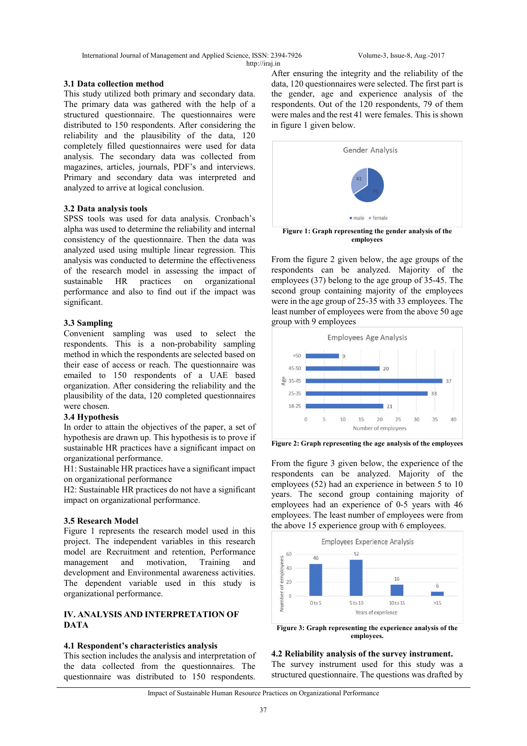### 3.1 Data collection method

This study utilized both primary and secondary data. The primary data was gathered with the help of a structured questionnaire. The questionnaires were distributed to 150 respondents. After considering the reliability and the plausibility of the data, 120 completely filled questionnaires were used for data analysis. The secondary data was collected from magazines, articles, journals, PDF's and interviews. Primary and secondary data was interpreted and analyzed to arrive at logical conclusion.

### 3.2 Data analysis tools

SPSS tools was used for data analysis. Cronbach's alpha was used to determine the reliability and internal consistency of the questionnaire. Then the data was analyzed used using multiple linear regression. This analysis was conducted to determine the effectiveness of the research model in assessing the impact of sustainable HR practices on organizational performance and also to find out if the impact was significant.

### 3.3 Sampling

Convenient sampling was used to select the respondents. This is a non-probability sampling method in which the respondents are selected based on their ease of access or reach. The questionnaire was emailed to 150 respondents of a UAE based organization. After considering the reliability and the plausibility of the data, 120 completed questionnaires were chosen.

### 3.4 Hypothesis

In order to attain the objectives of the paper, a set of hypothesis are drawn up. This hypothesis is to prove if sustainable HR practices have a significant impact on organizational performance.

H1: Sustainable HR practices have a significant impact on organizational performance

H2: Sustainable HR practices do not have a significant impact on organizational performance.

### 3.5 Research Model

Figure 1 represents the research model used in this project. The independent variables in this research model are Recruitment and retention, Performance management and motivation, Training and development and Environmental awareness activities. The dependent variable used in this study is organizational performance.

## IV. ANALYSIS AND INTERPRETATION OF DATA

### 4.1 Respondent's characteristics analysis

This section includes the analysis and interpretation of the data collected from the questionnaires. The questionnaire was distributed to 150 respondents. After ensuring the integrity and the reliability of the data, 120 questionnaires were selected. The first part is the gender, age and experience analysis of the respondents. Out of the 120 respondents, 79 of them were males and the rest 41 were females. This is shown in figure 1 given below.

**Figure 1: Graph representing the gender analysis of the employees**

From the figure 2 given below, the age groups of the respondents can be analyzed. Majority of the employees (37) belong to the age group of 35-45. The second group containing majority of the employees were in the age group of 25-35 with 33 employees. The least number of employees were from the above 50 age group with 9 employees

**Figure 2: Graph representing the age analysis of the employees**

From the figure 3 given below, the experience of the respondents can be analyzed. Majority of the employees (52) had an experience in between 5 to 10 years. The second group containing majority of employees had an experience of 0-5 years with 46 employees. The least number of employees were from the above 15 experience group with 6 employees.

**Figure 3: Graph representing the experience analysis of the employees.**

### 4.2 Reliability analysis of the survey instrument.

The survey instrument used for this study was a structured questionnaire. The questions was drafted by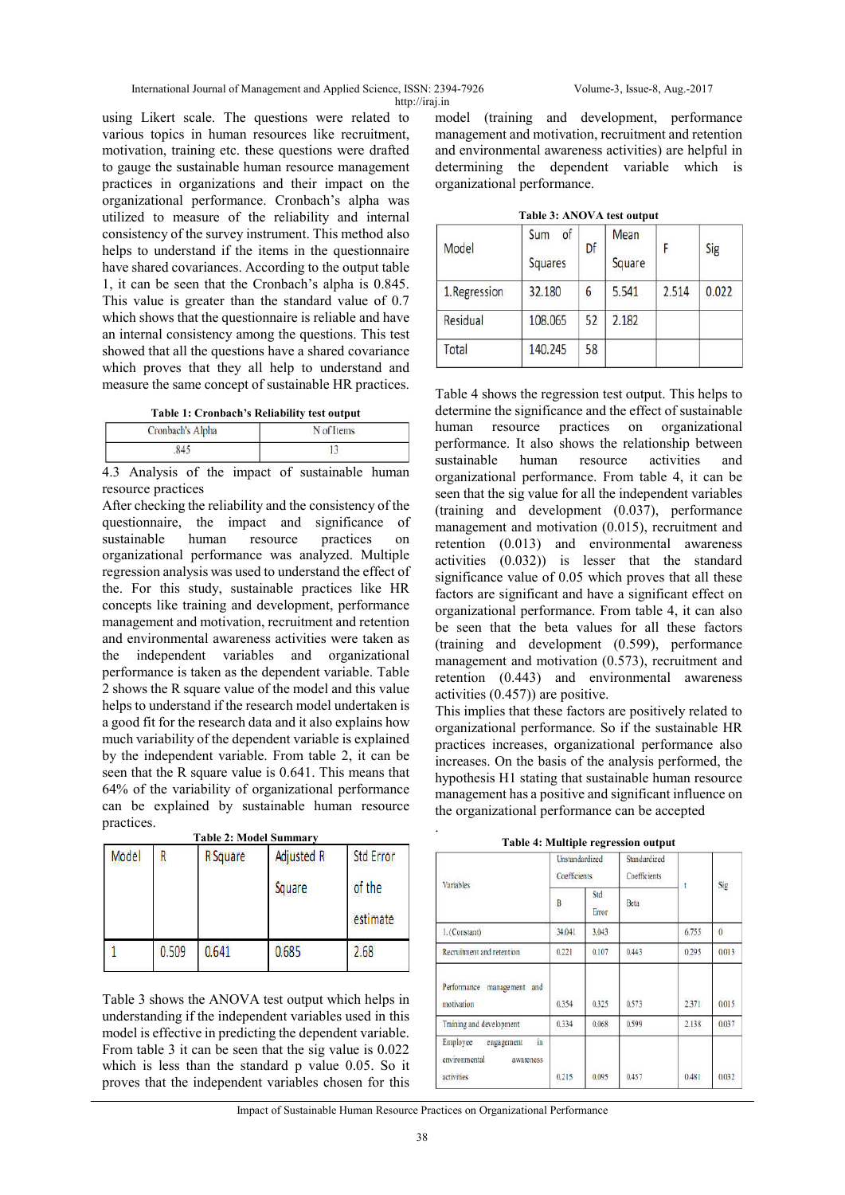using Likert scale. The questions were related to various topics in human resources like recruitment, motivation, training etc. these questions were drafted to gauge the sustainable human resource management practices in organizations and their impact on the organizational performance. Cronbach's alpha was utilized to measure of the reliability and internal consistency of the survey instrument. This method also helps to understand if the items in the questionnaire have shared covariances. According to the output table 1, it can be seen that the Cronbach's alpha is 0.845. This value is greater than the standard value of 0.7 which shows that the questionnaire is reliable and has an internal consistency among the questions. This test showed that all the questions have a shared covariance which proves that they all help to understand and measure the same concept of sustainable HR practices.

**Table 1: Cronbach's Reliability test output**

| Cronbach's Alpha | N of Items |
|---|---|
| .845 | 13 |

4.3 Analysis of the impact of sustainable human resource practices

After checking the reliability and the consistency of the questionnaire, the impact and significance of sustainable human resource practices on organizational performance was analyzed. Multiple regression analysis was used to understand the effect of the. For this study, sustainable practices like HR concepts like training and development, performance management and motivation, recruitment and retention and environmental awareness activities were taken as the independent variables and organizational performance is taken as the dependent variable. Table 2 shows the R square value of the model and this value helps to understand if the research model undertaken is a good fit for the research data and it also explains how much variability of the dependent variable is explained by the independent variable. From table 2, it can be seen that the R square value is 0.641. This means that 64% of the variability of organizational performance can be explained by sustainable human resource practices.

**Table 2: Model Summary**

| Model | R | R Square | Adjusted R Square | Std Error of the estimate |
|---|---|---|---|---|
| 1 | 0.509 | 0.641 | 0.685 | 2.68 |

Table 3 shows the ANOVA test output which helps in understanding if the independent variables used in this model is effective in predicting the dependent variable. From table 3 it can be seen that the sig value is 0.022 which is less than the standard p value 0.05. So it proves that the independent variables chosen for this model (training and development, performance management and motivation, recruitment and retention and environmental awareness activities) are helpful in determining the dependent variable which is organizational performance.

**Table 3: ANOVA test output**

| Model | Sum of Squares | Df | Mean Square | F | Sig |
|---|---|---|---|---|---|
| 1.Regression | 32.180 | 6 | 5.541 | 2.514 | 0.022 |
| Residual | 108.065 | 52 | 2.182 | | |
| Total | 140.245 | 58 | | | |

Table 4 shows the regression test output. This helps to determine the significance and the effect of sustainable human resource practices on organizational performance. It also shows the relationship between sustainable human resource activities and organizational performance. From table 4, it can be seen that the sig value for all the independent variables (training and development (0.037), performance management and motivation (0.015), recruitment and retention (0.013) and environmental awareness activities (0.032)) is lesser that the standard significance value of 0.05 which proves that all these factors are significant and have a significant effect on organizational performance. From table 4, it can also be seen that the beta values for all these factors (training and development (0.599), performance management and motivation (0.573), recruitment and retention (0.443) and environmental awareness activities (0.457)) are positive.

This implies that these factors are positively related to organizational performance. So if the sustainable HR practices increases, organizational performance also increases. On the basis of the analysis performed, the hypothesis H1 stating that sustainable human resource management has a positive and significant influence on the organizational performance can be accepted

.

**Table 4: Multiple regression output**

| Variables | Unstandardized Coefficients | | Standardized Coefficients | t | Sig |
|---|---|---|---|---|---|
| | B | Std Error | Beta | | |
| 1.(Constant) | 34.041 | 3.043 | | 6.755 | 0 |
| Recruitment and retention | 0.221 | 0.107 | 0.443 | 0.295 | 0.013 |
| Performance management and motivation | 0.354 | 0.325 | 0.573 | 2.371 | 0.015 |
| Training and development | 0.334 | 0.068 | 0.599 | 2.138 | 0.037 |
| Employee engagement in environmental awareness activities | 0.215 | 0.095 | 0.457 | 0.481 | 0.032 |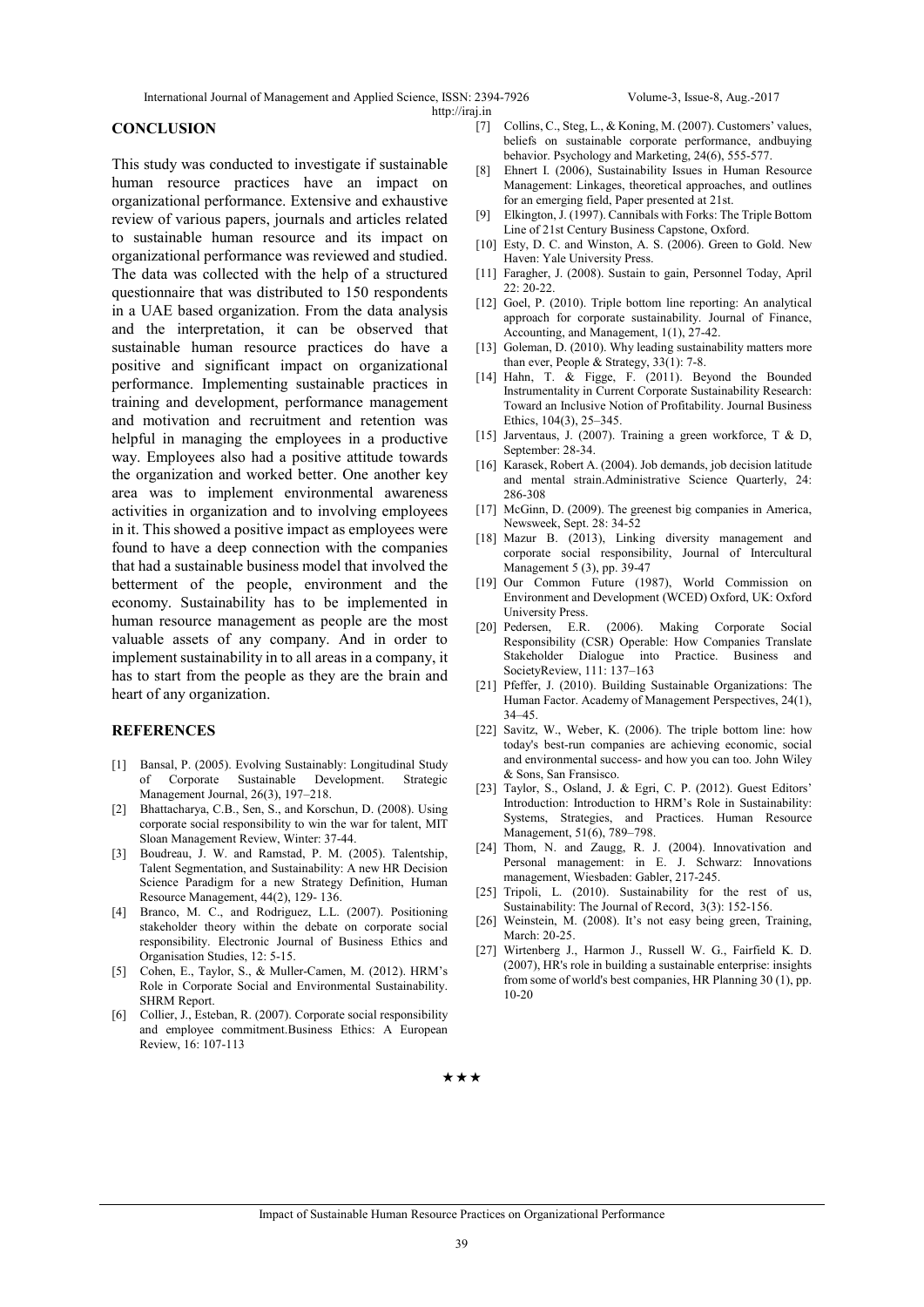## CONCLUSION

This study was conducted to investigate if sustainable human resource practices have an impact on organizational performance. Extensive and exhaustive review of various papers, journals and articles related to sustainable human resource and its impact on organizational performance was reviewed and studied. The data was collected with the help of a structured questionnaire that was distributed to 150 respondents in a UAE based organization. From the data analysis and the interpretation, it can be observed that sustainable human resource practices do have a positive and significant impact on organizational performance. Implementing sustainable practices in training and development, performance management and motivation and recruitment and retention was helpful in managing the employees in a productive way. Employees also had a positive attitude towards the organization and worked better. One another key area was to implement environmental awareness activities in organization and to involving employees in it. This showed a positive impact as employees were found to have a deep connection with the companies that had a sustainable business model that involved the betterment of the people, environment and the economy. Sustainability has to be implemented in human resource management as people are the most valuable assets of any company. And in order to implement sustainability in to all areas in a company, it has to start from the people as they are the brain and heart of any organization.

## REFERENCES

[1] Bansal, P. (2005). Evolving Sustainably: Longitudinal Study of Corporate Sustainable Development. Strategic Management Journal, 26(3), 197–218.

[2] Bhattacharya, C.B., Sen, S., and Korschun, D. (2008). Using corporate social responsibility to win the war for talent, MIT Sloan Management Review, Winter: 37-44.

[3] Boudreau, J. W. and Ramstad, P. M. (2005). Talentship, Talent Segmentation, and Sustainability: A new HR Decision Science Paradigm for a new Strategy Definition, Human Resource Management, 44(2), 129- 136.

[4] Branco, M. C., and Rodriguez, L.L. (2007). Positioning stakeholder theory within the debate on corporate social responsibility. Electronic Journal of Business Ethics and Organisation Studies, 12: 5-15.

[5] Cohen, E., Taylor, S., & Muller-Camen, M. (2012). HRM's Role in Corporate Social and Environmental Sustainability. SHRM Report.

[6] Collier, J., Esteban, R. (2007). Corporate social responsibility and employee commitment.Business Ethics: A European Review, 16: 107-113

[7] Collins, C., Steg, L., & Koning, M. (2007). Customers' values, beliefs on sustainable corporate performance, andbuying behavior. Psychology and Marketing, 24(6), 555-577.

[8] Ehnert I. (2006), Sustainability Issues in Human Resource Management: Linkages, theoretical approaches, and outlines for an emerging field, Paper presented at 21st.

[9] Elkington, J. (1997). Cannibals with Forks: The Triple Bottom Line of 21st Century Business Capstone, Oxford.

[10] Esty, D. C. and Winston, A. S. (2006). Green to Gold. New Haven: Yale University Press.

[11] Faragher, J. (2008). Sustain to gain, Personnel Today, April 22: 20-22.

[12] Goel, P. (2010). Triple bottom line reporting: An analytical approach for corporate sustainability. Journal of Finance, Accounting, and Management, 1(1), 27-42.

[13] Goleman, D. (2010). Why leading sustainability matters more than ever, People & Strategy, 33(1): 7-8.

[14] Hahn, T. & Figge, F. (2011). Beyond the Bounded Instrumentality in Current Corporate Sustainability Research: Toward an Inclusive Notion of Profitability. Journal Business Ethics, 104(3), 25–345.

[15] Jarventaus, J. (2007). Training a green workforce, T & D, September: 28-34.

[16] Karasek, Robert A. (2004). Job demands, job decision latitude and mental strain.Administrative Science Quarterly, 24: 286-308

[17] McGinn, D. (2009). The greenest big companies in America, Newsweek, Sept. 28: 34-52

[18] Mazur B. (2013), Linking diversity management and corporate social responsibility, Journal of Intercultural Management 5 (3), pp. 39-47

[19] Our Common Future (1987), World Commission on Environment and Development (WCED) Oxford, UK: Oxford University Press.

[20] Pedersen, E.R. (2006). Making Corporate Social Responsibility (CSR) Operable: How Companies Translate Stakeholder Dialogue into Practice. Business and SocietyReview, 111: 137–163

[21] Pfeffer, J. (2010). Building Sustainable Organizations: The Human Factor. Academy of Management Perspectives, 24(1), 34–45.

[22] Savitz, W., Weber, K. (2006). The triple bottom line: how today's best-run companies are achieving economic, social and environmental success- and how you can too. John Wiley & Sons, San Fransisco.

[23] Taylor, S., Osland, J. & Egri, C. P. (2012). Guest Editors' Introduction: Introduction to HRM's Role in Sustainability: Systems, Strategies, and Practices. Human Resource Management, 51(6), 789–798.

[24] Thom, N. and Zaugg, R. J. (2004). Innovativation and Personal management: in E. J. Schwarz: Innovations management, Wiesbaden: Gabler, 217-245.

[25] Tripoli, L. (2010). Sustainability for the rest of us, Sustainability: The Journal of Record, 3(3): 152-156.

[26] Weinstein, M. (2008). It's not easy being green, Training, March: 20-25.

[27] Wirtenberg J., Harmon J., Russell W. G., Fairfield K. D. (2007), HR's role in building a sustainable enterprise: insights from some of world's best companies, HR Planning 30 (1), pp. 10-20

★★★